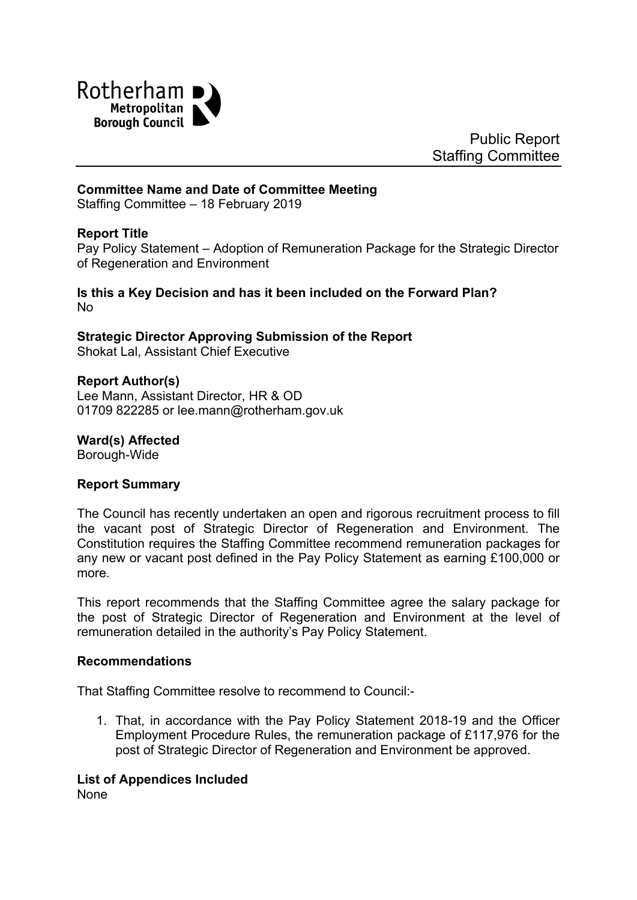Rotherham Metropolitan Borough Council

Public Report
Staffing Committee

**Committee Name and Date of Committee Meeting**
Staffing Committee – 18 February 2019

**Report Title**
Pay Policy Statement – Adoption of Remuneration Package for the Strategic Director of Regeneration and Environment

**Is this a Key Decision and has it been included on the Forward Plan?**
No

**Strategic Director Approving Submission of the Report**
Shokat Lal, Assistant Chief Executive

**Report Author(s)**
Lee Mann, Assistant Director, HR & OD
01709 822285 or lee.mann@rotherham.gov.uk

**Ward(s) Affected**
Borough-Wide

**Report Summary**

The Council has recently undertaken an open and rigorous recruitment process to fill the vacant post of Strategic Director of Regeneration and Environment. The Constitution requires the Staffing Committee recommend remuneration packages for any new or vacant post defined in the Pay Policy Statement as earning £100,000 or more.

This report recommends that the Staffing Committee agree the salary package for the post of Strategic Director of Regeneration and Environment at the level of remuneration detailed in the authority's Pay Policy Statement.

**Recommendations**

That Staffing Committee resolve to recommend to Council:-

1. That, in accordance with the Pay Policy Statement 2018-19 and the Officer Employment Procedure Rules, the remuneration package of £117,976 for the post of Strategic Director of Regeneration and Environment be approved.

**List of Appendices Included**
None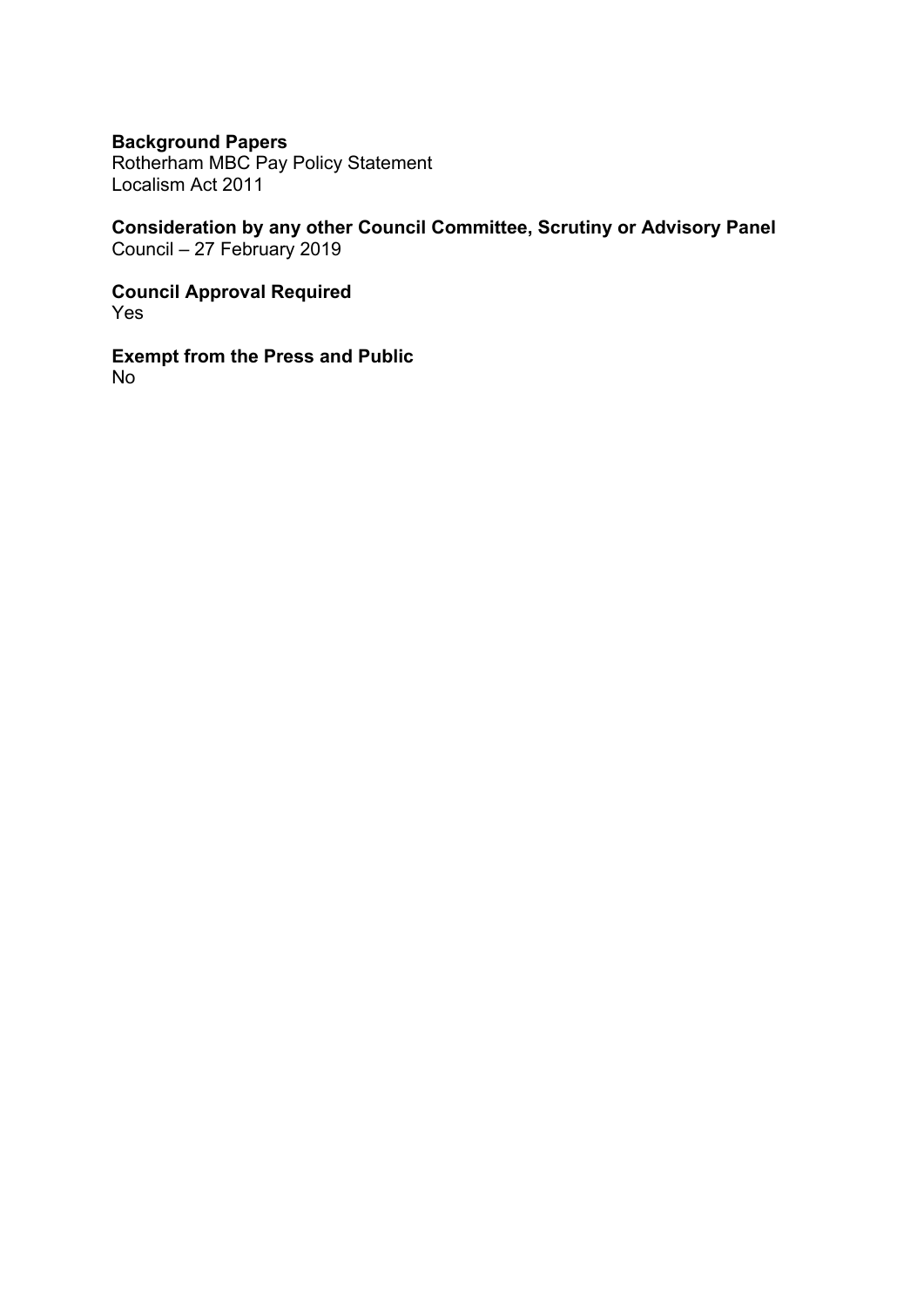**Background Papers**
Rotherham MBC Pay Policy Statement
Localism Act 2011

**Consideration by any other Council Committee, Scrutiny or Advisory Panel**
Council – 27 February 2019

**Council Approval Required**
Yes

**Exempt from the Press and Public**
No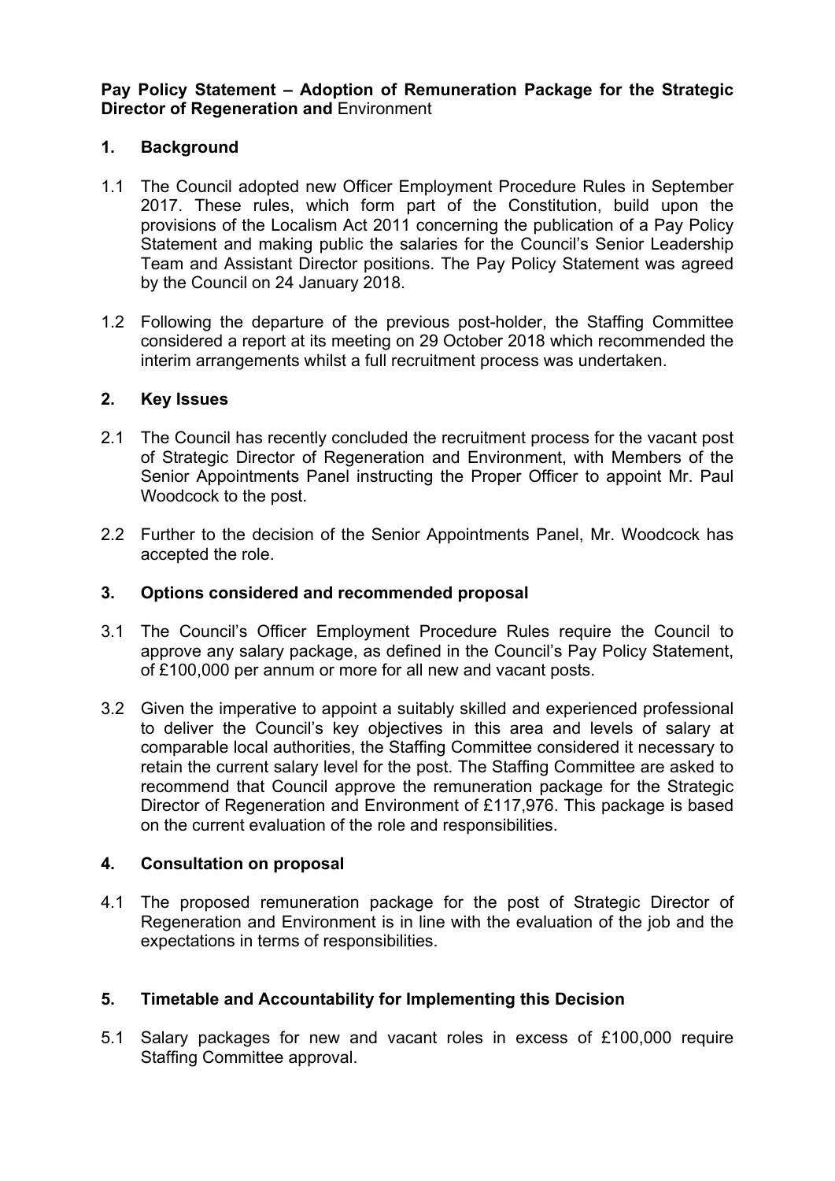**Pay Policy Statement – Adoption of Remuneration Package for the Strategic Director of Regeneration and** Environment

## 1. Background

1.1 The Council adopted new Officer Employment Procedure Rules in September 2017. These rules, which form part of the Constitution, build upon the provisions of the Localism Act 2011 concerning the publication of a Pay Policy Statement and making public the salaries for the Council's Senior Leadership Team and Assistant Director positions. The Pay Policy Statement was agreed by the Council on 24 January 2018.

1.2 Following the departure of the previous post-holder, the Staffing Committee considered a report at its meeting on 29 October 2018 which recommended the interim arrangements whilst a full recruitment process was undertaken.

## 2. Key Issues

2.1 The Council has recently concluded the recruitment process for the vacant post of Strategic Director of Regeneration and Environment, with Members of the Senior Appointments Panel instructing the Proper Officer to appoint Mr. Paul Woodcock to the post.

2.2 Further to the decision of the Senior Appointments Panel, Mr. Woodcock has accepted the role.

## 3. Options considered and recommended proposal

3.1 The Council's Officer Employment Procedure Rules require the Council to approve any salary package, as defined in the Council's Pay Policy Statement, of £100,000 per annum or more for all new and vacant posts.

3.2 Given the imperative to appoint a suitably skilled and experienced professional to deliver the Council's key objectives in this area and levels of salary at comparable local authorities, the Staffing Committee considered it necessary to retain the current salary level for the post. The Staffing Committee are asked to recommend that Council approve the remuneration package for the Strategic Director of Regeneration and Environment of £117,976. This package is based on the current evaluation of the role and responsibilities.

## 4. Consultation on proposal

4.1 The proposed remuneration package for the post of Strategic Director of Regeneration and Environment is in line with the evaluation of the job and the expectations in terms of responsibilities.

## 5. Timetable and Accountability for Implementing this Decision

5.1 Salary packages for new and vacant roles in excess of £100,000 require Staffing Committee approval.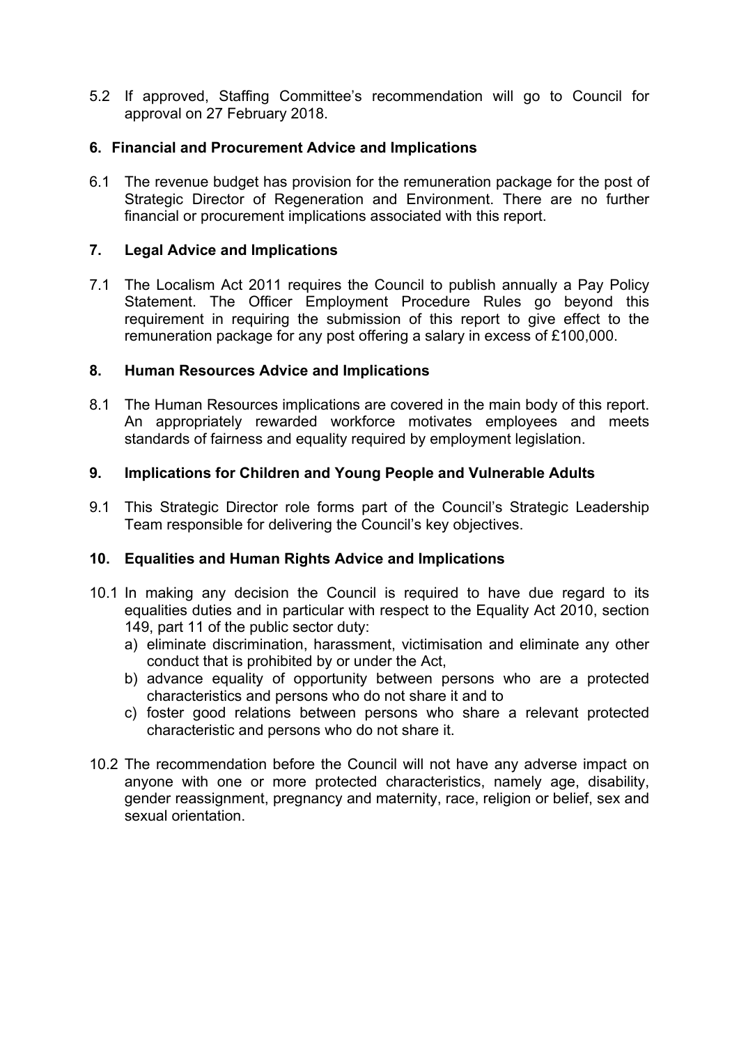5.2 If approved, Staffing Committee's recommendation will go to Council for approval on 27 February 2018.

## 6. Financial and Procurement Advice and Implications

6.1 The revenue budget has provision for the remuneration package for the post of Strategic Director of Regeneration and Environment. There are no further financial or procurement implications associated with this report.

## 7. Legal Advice and Implications

7.1 The Localism Act 2011 requires the Council to publish annually a Pay Policy Statement. The Officer Employment Procedure Rules go beyond this requirement in requiring the submission of this report to give effect to the remuneration package for any post offering a salary in excess of £100,000.

## 8. Human Resources Advice and Implications

8.1 The Human Resources implications are covered in the main body of this report. An appropriately rewarded workforce motivates employees and meets standards of fairness and equality required by employment legislation.

## 9. Implications for Children and Young People and Vulnerable Adults

9.1 This Strategic Director role forms part of the Council's Strategic Leadership Team responsible for delivering the Council's key objectives.

## 10. Equalities and Human Rights Advice and Implications

10.1 In making any decision the Council is required to have due regard to its equalities duties and in particular with respect to the Equality Act 2010, section 149, part 11 of the public sector duty:

a) eliminate discrimination, harassment, victimisation and eliminate any other conduct that is prohibited by or under the Act,
b) advance equality of opportunity between persons who are a protected characteristics and persons who do not share it and to
c) foster good relations between persons who share a relevant protected characteristic and persons who do not share it.

10.2 The recommendation before the Council will not have any adverse impact on anyone with one or more protected characteristics, namely age, disability, gender reassignment, pregnancy and maternity, race, religion or belief, sex and sexual orientation.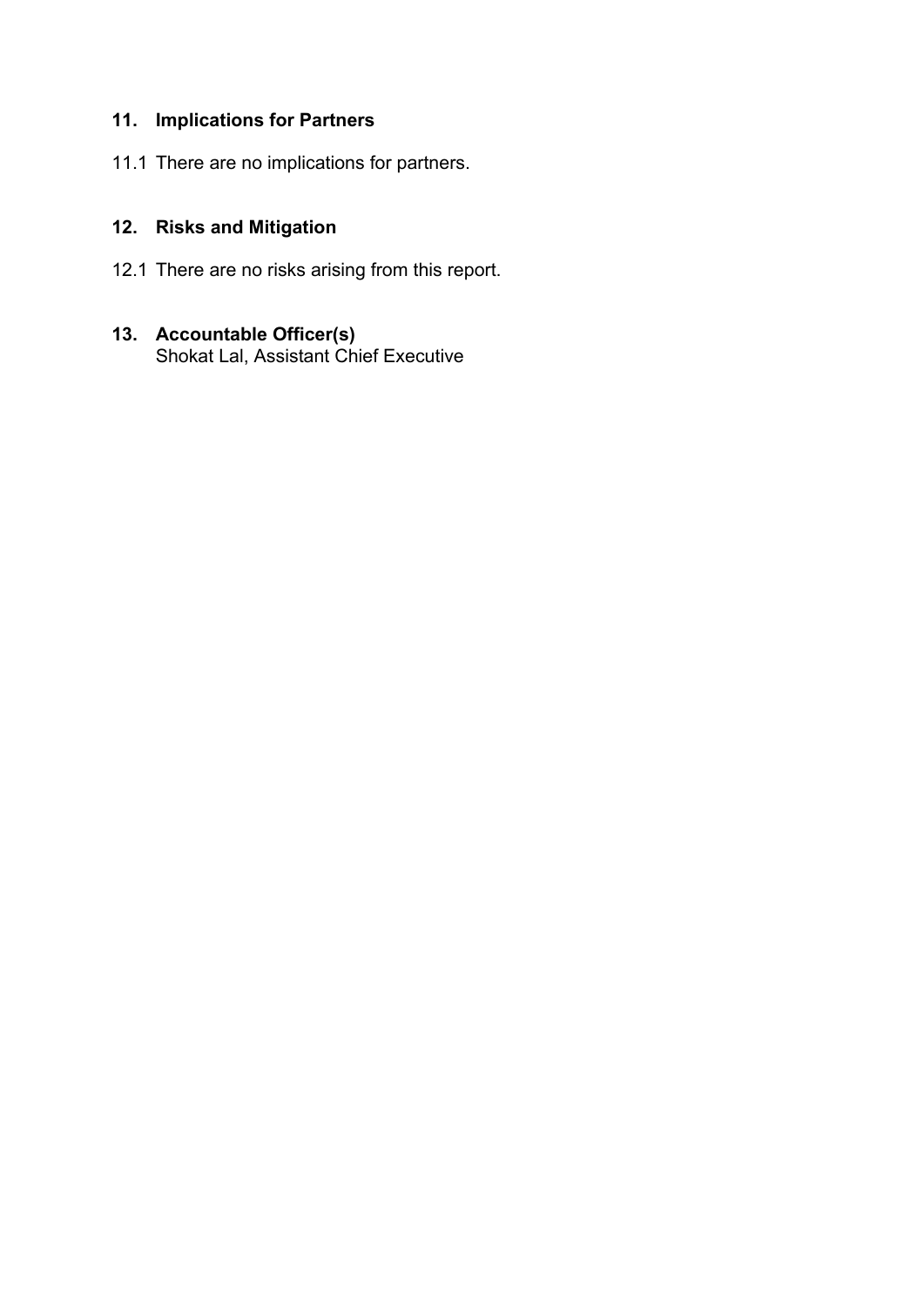## 11. Implications for Partners

11.1 There are no implications for partners.

## 12. Risks and Mitigation

12.1 There are no risks arising from this report.

## 13. Accountable Officer(s)

Shokat Lal, Assistant Chief Executive